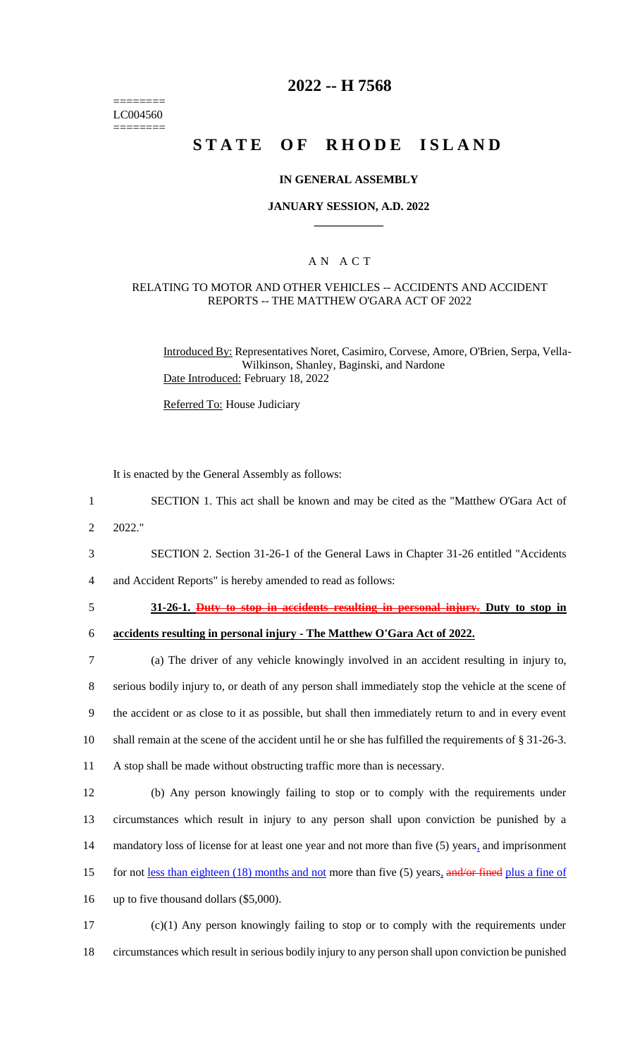========
LC004560
========

# 2022 -- H 7568

# STATE OF RHODE ISLAND

## IN GENERAL ASSEMBLY

### JANUARY SESSION, A.D. 2022

____________

A N A C T

RELATING TO MOTOR AND OTHER VEHICLES -- ACCIDENTS AND ACCIDENT REPORTS -- THE MATTHEW O'GARA ACT OF 2022

Introduced By: Representatives Noret, Casimiro, Corvese, Amore, O'Brien, Serpa, Vella-Wilkinson, Shanley, Baginski, and Nardone

Date Introduced: February 18, 2022

Referred To: House Judiciary

It is enacted by the General Assembly as follows:

1 SECTION 1. This act shall be known and may be cited as the "Matthew O'Gara Act of
2 2022."

3 SECTION 2. Section 31-26-1 of the General Laws in Chapter 31-26 entitled "Accidents
4 and Accident Reports" is hereby amended to read as follows:

5 **31-26-1. ~~Duty to stop in accidents resulting in personal injury.~~ Duty to stop in**
6 **accidents resulting in personal injury - The Matthew O'Gara Act of 2022.**

7 (a) The driver of any vehicle knowingly involved in an accident resulting in injury to,
8 serious bodily injury to, or death of any person shall immediately stop the vehicle at the scene of
9 the accident or as close to it as possible, but shall then immediately return to and in every event
10 shall remain at the scene of the accident until he or she has fulfilled the requirements of § 31-26-3.
11 A stop shall be made without obstructing traffic more than is necessary.

12 (b) Any person knowingly failing to stop or to comply with the requirements under
13 circumstances which result in injury to any person shall upon conviction be punished by a
14 mandatory loss of license for at least one year and not more than five (5) years, and imprisonment
15 for not less than eighteen (18) months and not more than five (5) years, ~~and/or fined~~ plus a fine of
16 up to five thousand dollars ($5,000).

17 (c)(1) Any person knowingly failing to stop or to comply with the requirements under
18 circumstances which result in serious bodily injury to any person shall upon conviction be punished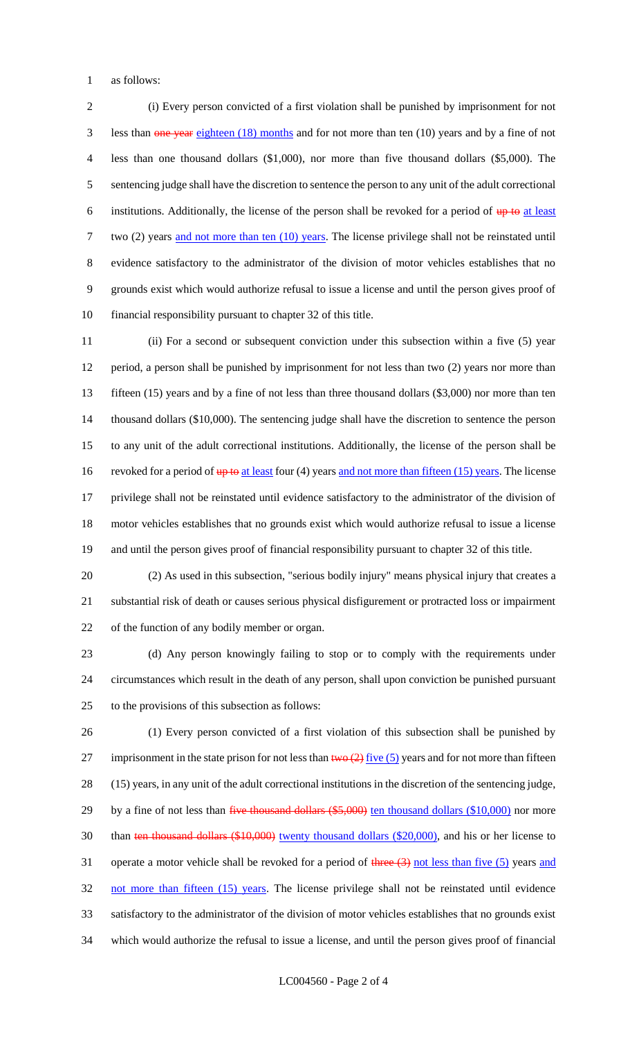as follows:

(i) Every person convicted of a first violation shall be punished by imprisonment for not less than ~~one year~~ eighteen (18) months and for not more than ten (10) years and by a fine of not less than one thousand dollars ($1,000), nor more than five thousand dollars ($5,000). The sentencing judge shall have the discretion to sentence the person to any unit of the adult correctional institutions. Additionally, the license of the person shall be revoked for a period of ~~up to~~ at least two (2) years and not more than ten (10) years. The license privilege shall not be reinstated until evidence satisfactory to the administrator of the division of motor vehicles establishes that no grounds exist which would authorize refusal to issue a license and until the person gives proof of financial responsibility pursuant to chapter 32 of this title.

(ii) For a second or subsequent conviction under this subsection within a five (5) year period, a person shall be punished by imprisonment for not less than two (2) years nor more than fifteen (15) years and by a fine of not less than three thousand dollars ($3,000) nor more than ten thousand dollars ($10,000). The sentencing judge shall have the discretion to sentence the person to any unit of the adult correctional institutions. Additionally, the license of the person shall be revoked for a period of ~~up to~~ at least four (4) years and not more than fifteen (15) years. The license privilege shall not be reinstated until evidence satisfactory to the administrator of the division of motor vehicles establishes that no grounds exist which would authorize refusal to issue a license and until the person gives proof of financial responsibility pursuant to chapter 32 of this title.

(2) As used in this subsection, "serious bodily injury" means physical injury that creates a substantial risk of death or causes serious physical disfigurement or protracted loss or impairment of the function of any bodily member or organ.

(d) Any person knowingly failing to stop or to comply with the requirements under circumstances which result in the death of any person, shall upon conviction be punished pursuant to the provisions of this subsection as follows:

(1) Every person convicted of a first violation of this subsection shall be punished by imprisonment in the state prison for not less than ~~two (2)~~ five (5) years and for not more than fifteen (15) years, in any unit of the adult correctional institutions in the discretion of the sentencing judge, by a fine of not less than ~~five thousand dollars ($5,000)~~ ten thousand dollars ($10,000) nor more than ~~ten thousand dollars ($10,000)~~ twenty thousand dollars ($20,000), and his or her license to operate a motor vehicle shall be revoked for a period of ~~three (3)~~ not less than five (5) years and not more than fifteen (15) years. The license privilege shall not be reinstated until evidence satisfactory to the administrator of the division of motor vehicles establishes that no grounds exist which would authorize the refusal to issue a license, and until the person gives proof of financial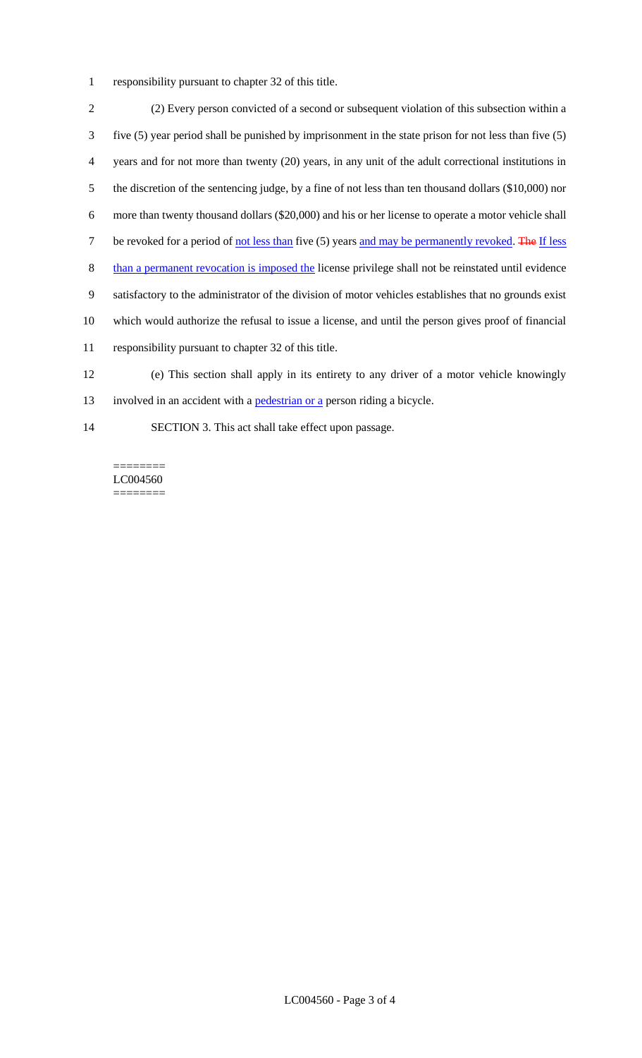responsibility pursuant to chapter 32 of this title.

(2) Every person convicted of a second or subsequent violation of this subsection within a five (5) year period shall be punished by imprisonment in the state prison for not less than five (5) years and for not more than twenty (20) years, in any unit of the adult correctional institutions in the discretion of the sentencing judge, by a fine of not less than ten thousand dollars ($10,000) nor more than twenty thousand dollars ($20,000) and his or her license to operate a motor vehicle shall be revoked for a period of not less than five (5) years and may be permanently revoked. ~~The~~ If less than a permanent revocation is imposed the license privilege shall not be reinstated until evidence satisfactory to the administrator of the division of motor vehicles establishes that no grounds exist which would authorize the refusal to issue a license, and until the person gives proof of financial responsibility pursuant to chapter 32 of this title.

(e) This section shall apply in its entirety to any driver of a motor vehicle knowingly involved in an accident with a pedestrian or a person riding a bicycle.

SECTION 3. This act shall take effect upon passage.

========
LC004560
========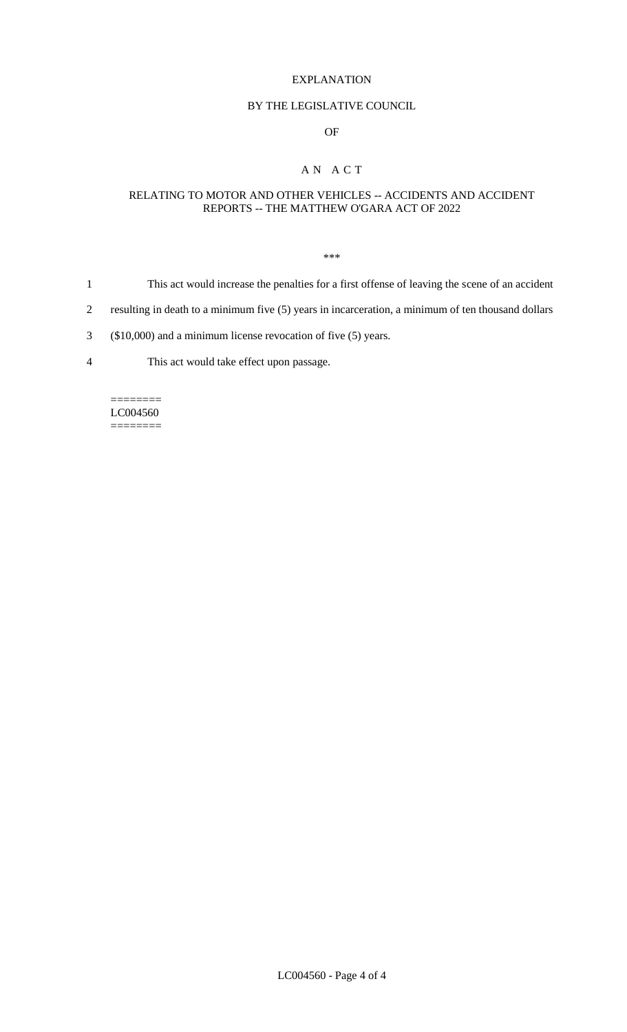EXPLANATION

BY THE LEGISLATIVE COUNCIL

OF

A N A C T

RELATING TO MOTOR AND OTHER VEHICLES -- ACCIDENTS AND ACCIDENT REPORTS -- THE MATTHEW O'GARA ACT OF 2022

\*\*\*

1 This act would increase the penalties for a first offense of leaving the scene of an accident

2 resulting in death to a minimum five (5) years in incarceration, a minimum of ten thousand dollars

3 ($10,000) and a minimum license revocation of five (5) years.

4 This act would take effect upon passage.

========
LC004560
========